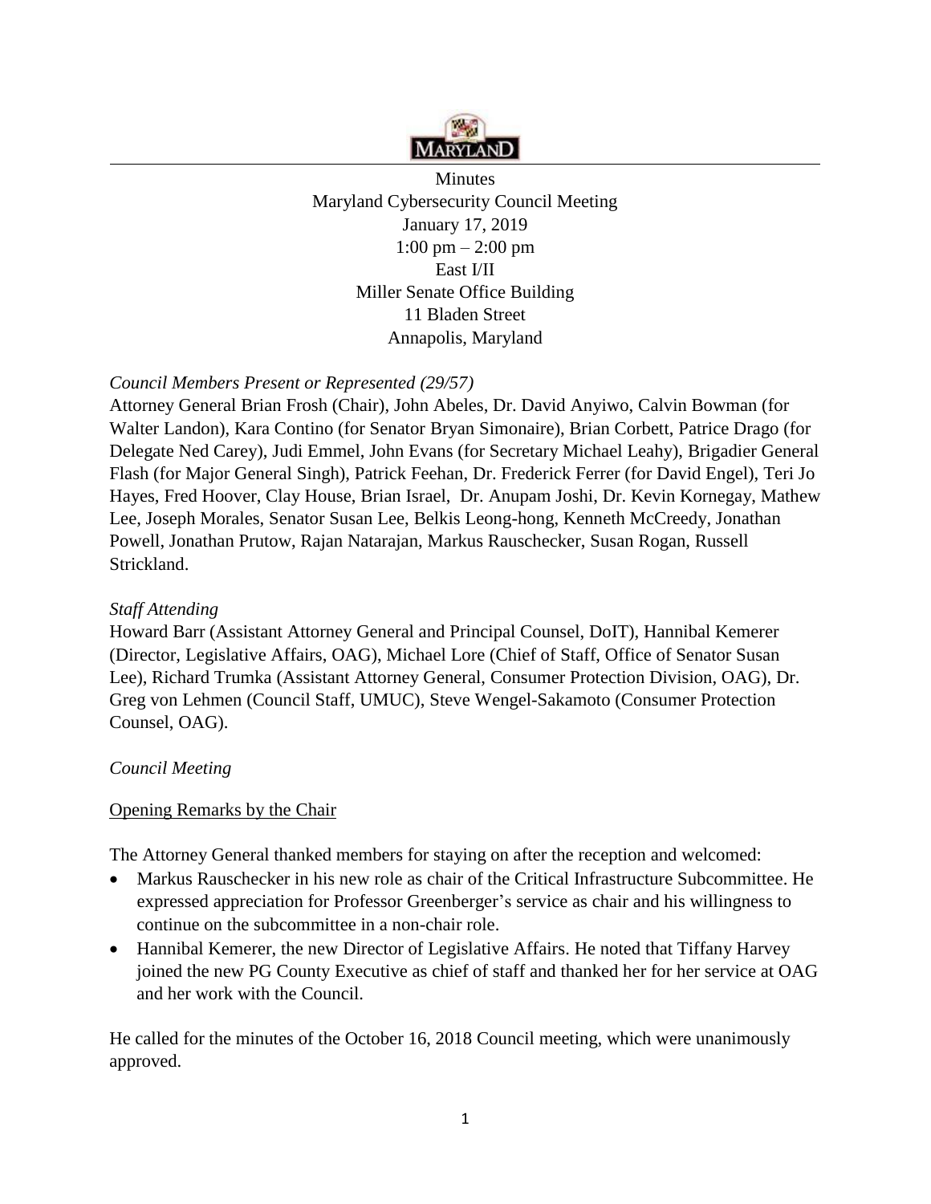Minutes
Maryland Cybersecurity Council Meeting
January 17, 2019
1:00 pm – 2:00 pm
East I/II
Miller Senate Office Building
11 Bladen Street
Annapolis, Maryland

*Council Members Present or Represented (29/57)*

Attorney General Brian Frosh (Chair), John Abeles, Dr. David Anyiwo, Calvin Bowman (for Walter Landon), Kara Contino (for Senator Bryan Simonaire), Brian Corbett, Patrice Drago (for Delegate Ned Carey), Judi Emmel, John Evans (for Secretary Michael Leahy), Brigadier General Flash (for Major General Singh), Patrick Feehan, Dr. Frederick Ferrer (for David Engel), Teri Jo Hayes, Fred Hoover, Clay House, Brian Israel, Dr. Anupam Joshi, Dr. Kevin Kornegay, Mathew Lee, Joseph Morales, Senator Susan Lee, Belkis Leong-hong, Kenneth McCreedy, Jonathan Powell, Jonathan Prutow, Rajan Natarajan, Markus Rauschecker, Susan Rogan, Russell Strickland.

*Staff Attending*

Howard Barr (Assistant Attorney General and Principal Counsel, DoIT), Hannibal Kemerer (Director, Legislative Affairs, OAG), Michael Lore (Chief of Staff, Office of Senator Susan Lee), Richard Trumka (Assistant Attorney General, Consumer Protection Division, OAG), Dr. Greg von Lehmen (Council Staff, UMUC), Steve Wengel-Sakamoto (Consumer Protection Counsel, OAG).

*Council Meeting*

<u>Opening Remarks by the Chair</u>

The Attorney General thanked members for staying on after the reception and welcomed:

- Markus Rauschecker in his new role as chair of the Critical Infrastructure Subcommittee. He expressed appreciation for Professor Greenberger's service as chair and his willingness to continue on the subcommittee in a non-chair role.
- Hannibal Kemerer, the new Director of Legislative Affairs. He noted that Tiffany Harvey joined the new PG County Executive as chief of staff and thanked her for her service at OAG and her work with the Council.

He called for the minutes of the October 16, 2018 Council meeting, which were unanimously approved.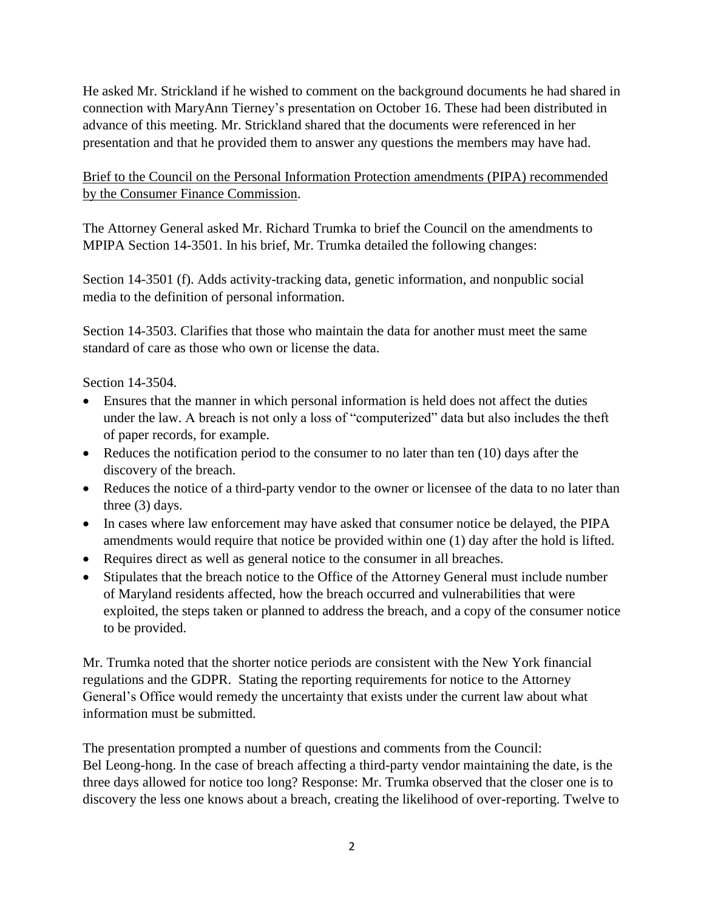He asked Mr. Strickland if he wished to comment on the background documents he had shared in connection with MaryAnn Tierney's presentation on October 16. These had been distributed in advance of this meeting. Mr. Strickland shared that the documents were referenced in her presentation and that he provided them to answer any questions the members may have had.

<u>Brief to the Council on the Personal Information Protection amendments (PIPA) recommended by the Consumer Finance Commission</u>.

The Attorney General asked Mr. Richard Trumka to brief the Council on the amendments to MPIPA Section 14-3501. In his brief, Mr. Trumka detailed the following changes:

Section 14-3501 (f). Adds activity-tracking data, genetic information, and nonpublic social media to the definition of personal information.

Section 14-3503. Clarifies that those who maintain the data for another must meet the same standard of care as those who own or license the data.

Section 14-3504.

- Ensures that the manner in which personal information is held does not affect the duties under the law. A breach is not only a loss of "computerized" data but also includes the theft of paper records, for example.
- Reduces the notification period to the consumer to no later than ten (10) days after the discovery of the breach.
- Reduces the notice of a third-party vendor to the owner or licensee of the data to no later than three (3) days.
- In cases where law enforcement may have asked that consumer notice be delayed, the PIPA amendments would require that notice be provided within one (1) day after the hold is lifted.
- Requires direct as well as general notice to the consumer in all breaches.
- Stipulates that the breach notice to the Office of the Attorney General must include number of Maryland residents affected, how the breach occurred and vulnerabilities that were exploited, the steps taken or planned to address the breach, and a copy of the consumer notice to be provided.

Mr. Trumka noted that the shorter notice periods are consistent with the New York financial regulations and the GDPR. Stating the reporting requirements for notice to the Attorney General's Office would remedy the uncertainty that exists under the current law about what information must be submitted.

The presentation prompted a number of questions and comments from the Council:
Bel Leong-hong. In the case of breach affecting a third-party vendor maintaining the date, is the three days allowed for notice too long? Response: Mr. Trumka observed that the closer one is to discovery the less one knows about a breach, creating the likelihood of over-reporting. Twelve to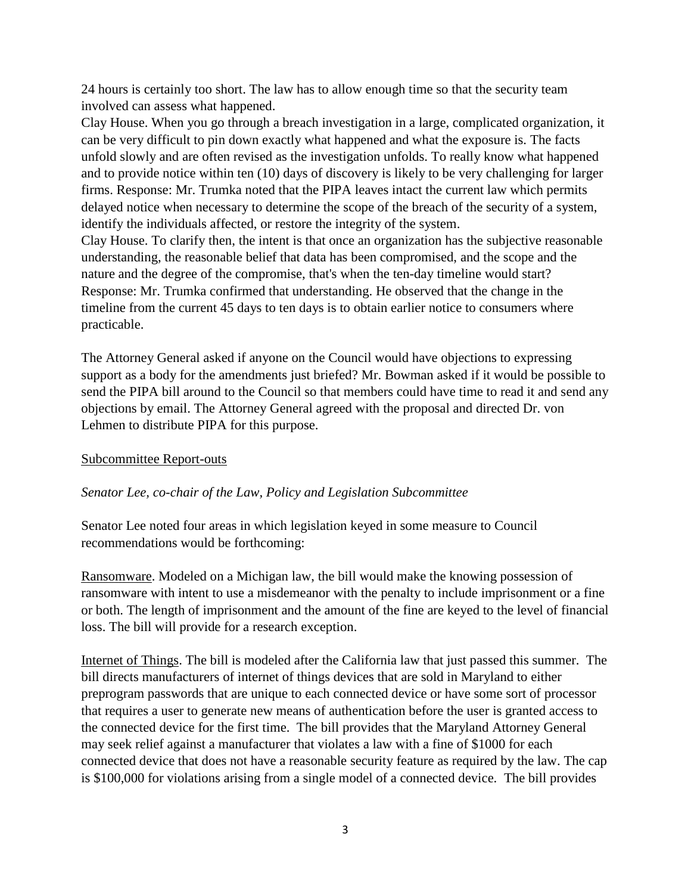24 hours is certainly too short. The law has to allow enough time so that the security team involved can assess what happened.

Clay House. When you go through a breach investigation in a large, complicated organization, it can be very difficult to pin down exactly what happened and what the exposure is. The facts unfold slowly and are often revised as the investigation unfolds. To really know what happened and to provide notice within ten (10) days of discovery is likely to be very challenging for larger firms. Response: Mr. Trumka noted that the PIPA leaves intact the current law which permits delayed notice when necessary to determine the scope of the breach of the security of a system, identify the individuals affected, or restore the integrity of the system.

Clay House. To clarify then, the intent is that once an organization has the subjective reasonable understanding, the reasonable belief that data has been compromised, and the scope and the nature and the degree of the compromise, that's when the ten-day timeline would start? Response: Mr. Trumka confirmed that understanding. He observed that the change in the timeline from the current 45 days to ten days is to obtain earlier notice to consumers where practicable.

The Attorney General asked if anyone on the Council would have objections to expressing support as a body for the amendments just briefed? Mr. Bowman asked if it would be possible to send the PIPA bill around to the Council so that members could have time to read it and send any objections by email. The Attorney General agreed with the proposal and directed Dr. von Lehmen to distribute PIPA for this purpose.

Subcommittee Report-outs

*Senator Lee, co-chair of the Law, Policy and Legislation Subcommittee*

Senator Lee noted four areas in which legislation keyed in some measure to Council recommendations would be forthcoming:

Ransomware. Modeled on a Michigan law, the bill would make the knowing possession of ransomware with intent to use a misdemeanor with the penalty to include imprisonment or a fine or both. The length of imprisonment and the amount of the fine are keyed to the level of financial loss. The bill will provide for a research exception.

Internet of Things. The bill is modeled after the California law that just passed this summer. The bill directs manufacturers of internet of things devices that are sold in Maryland to either preprogram passwords that are unique to each connected device or have some sort of processor that requires a user to generate new means of authentication before the user is granted access to the connected device for the first time. The bill provides that the Maryland Attorney General may seek relief against a manufacturer that violates a law with a fine of $1000 for each connected device that does not have a reasonable security feature as required by the law. The cap is $100,000 for violations arising from a single model of a connected device. The bill provides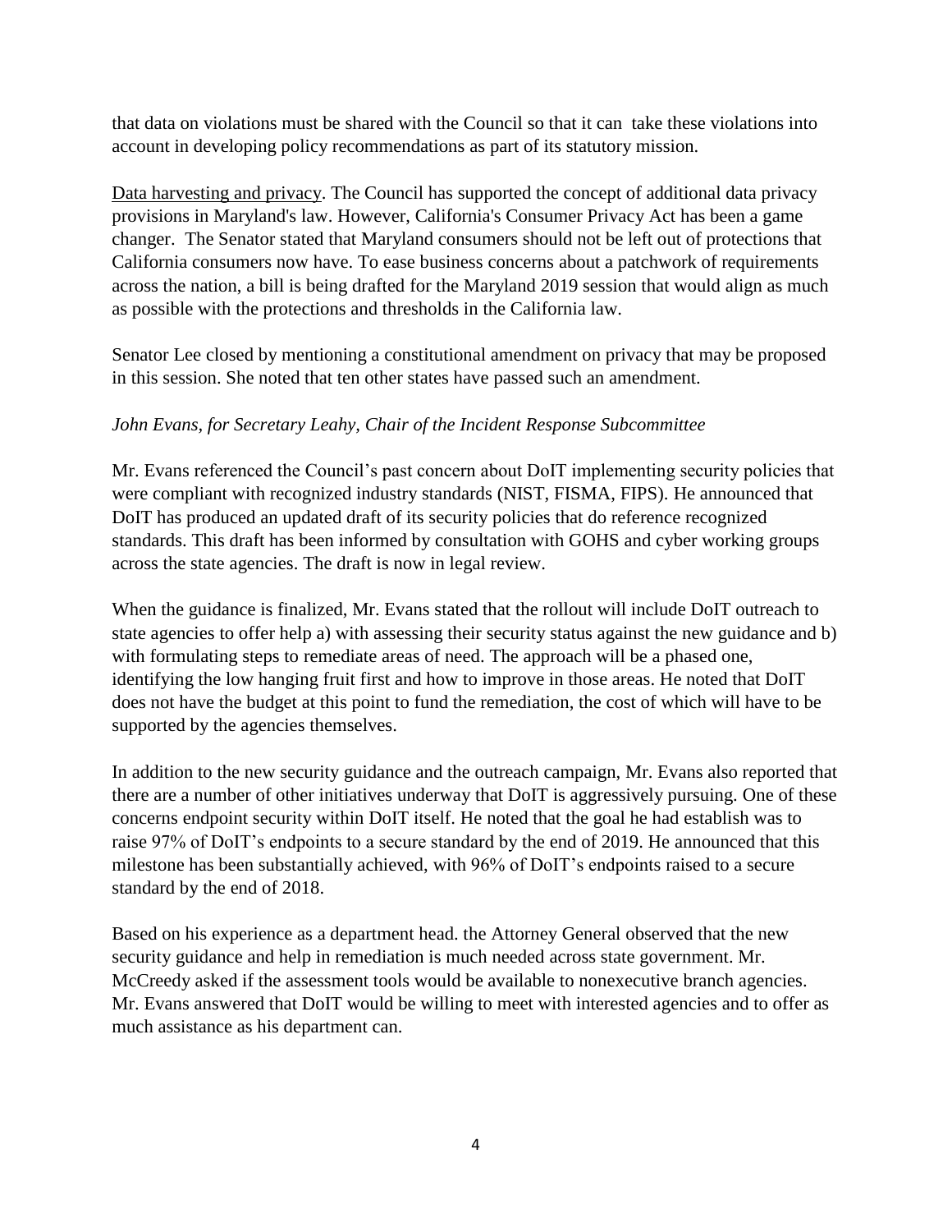that data on violations must be shared with the Council so that it can  take these violations into account in developing policy recommendations as part of its statutory mission.

<u>Data harvesting and privacy</u>. The Council has supported the concept of additional data privacy provisions in Maryland's law. However, California's Consumer Privacy Act has been a game changer.  The Senator stated that Maryland consumers should not be left out of protections that California consumers now have. To ease business concerns about a patchwork of requirements across the nation, a bill is being drafted for the Maryland 2019 session that would align as much as possible with the protections and thresholds in the California law.

Senator Lee closed by mentioning a constitutional amendment on privacy that may be proposed in this session. She noted that ten other states have passed such an amendment.

*John Evans, for Secretary Leahy, Chair of the Incident Response Subcommittee*

Mr. Evans referenced the Council's past concern about DoIT implementing security policies that were compliant with recognized industry standards (NIST, FISMA, FIPS). He announced that DoIT has produced an updated draft of its security policies that do reference recognized standards. This draft has been informed by consultation with GOHS and cyber working groups across the state agencies. The draft is now in legal review.

When the guidance is finalized, Mr. Evans stated that the rollout will include DoIT outreach to state agencies to offer help a) with assessing their security status against the new guidance and b) with formulating steps to remediate areas of need. The approach will be a phased one, identifying the low hanging fruit first and how to improve in those areas. He noted that DoIT does not have the budget at this point to fund the remediation, the cost of which will have to be supported by the agencies themselves.

In addition to the new security guidance and the outreach campaign, Mr. Evans also reported that there are a number of other initiatives underway that DoIT is aggressively pursuing. One of these concerns endpoint security within DoIT itself. He noted that the goal he had establish was to raise 97% of DoIT's endpoints to a secure standard by the end of 2019. He announced that this milestone has been substantially achieved, with 96% of DoIT's endpoints raised to a secure standard by the end of 2018.

Based on his experience as a department head. the Attorney General observed that the new security guidance and help in remediation is much needed across state government. Mr. McCreedy asked if the assessment tools would be available to nonexecutive branch agencies. Mr. Evans answered that DoIT would be willing to meet with interested agencies and to offer as much assistance as his department can.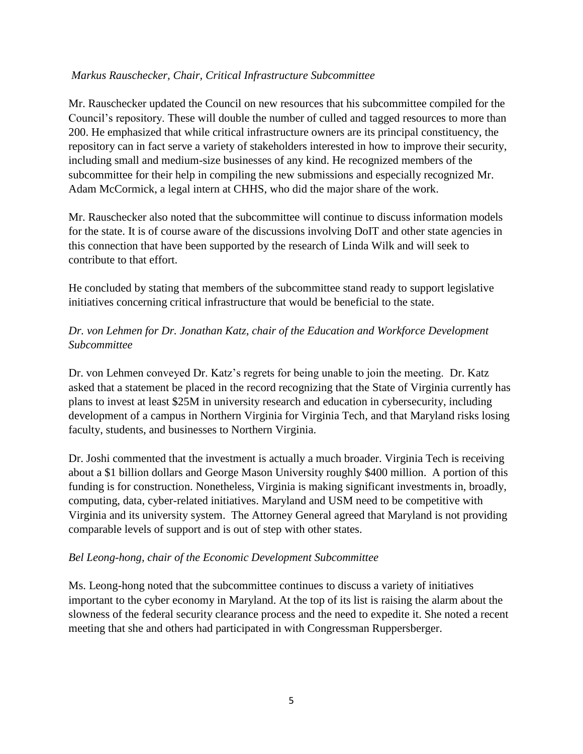*Markus Rauschecker, Chair, Critical Infrastructure Subcommittee*

Mr. Rauschecker updated the Council on new resources that his subcommittee compiled for the Council's repository. These will double the number of culled and tagged resources to more than 200. He emphasized that while critical infrastructure owners are its principal constituency, the repository can in fact serve a variety of stakeholders interested in how to improve their security, including small and medium-size businesses of any kind. He recognized members of the subcommittee for their help in compiling the new submissions and especially recognized Mr. Adam McCormick, a legal intern at CHHS, who did the major share of the work.

Mr. Rauschecker also noted that the subcommittee will continue to discuss information models for the state. It is of course aware of the discussions involving DoIT and other state agencies in this connection that have been supported by the research of Linda Wilk and will seek to contribute to that effort.

He concluded by stating that members of the subcommittee stand ready to support legislative initiatives concerning critical infrastructure that would be beneficial to the state.

*Dr. von Lehmen for Dr. Jonathan Katz, chair of the Education and Workforce Development Subcommittee*

Dr. von Lehmen conveyed Dr. Katz's regrets for being unable to join the meeting. Dr. Katz asked that a statement be placed in the record recognizing that the State of Virginia currently has plans to invest at least $25M in university research and education in cybersecurity, including development of a campus in Northern Virginia for Virginia Tech, and that Maryland risks losing faculty, students, and businesses to Northern Virginia.

Dr. Joshi commented that the investment is actually a much broader. Virginia Tech is receiving about a $1 billion dollars and George Mason University roughly $400 million. A portion of this funding is for construction. Nonetheless, Virginia is making significant investments in, broadly, computing, data, cyber-related initiatives. Maryland and USM need to be competitive with Virginia and its university system. The Attorney General agreed that Maryland is not providing comparable levels of support and is out of step with other states.

*Bel Leong-hong, chair of the Economic Development Subcommittee*

Ms. Leong-hong noted that the subcommittee continues to discuss a variety of initiatives important to the cyber economy in Maryland. At the top of its list is raising the alarm about the slowness of the federal security clearance process and the need to expedite it. She noted a recent meeting that she and others had participated in with Congressman Ruppersberger.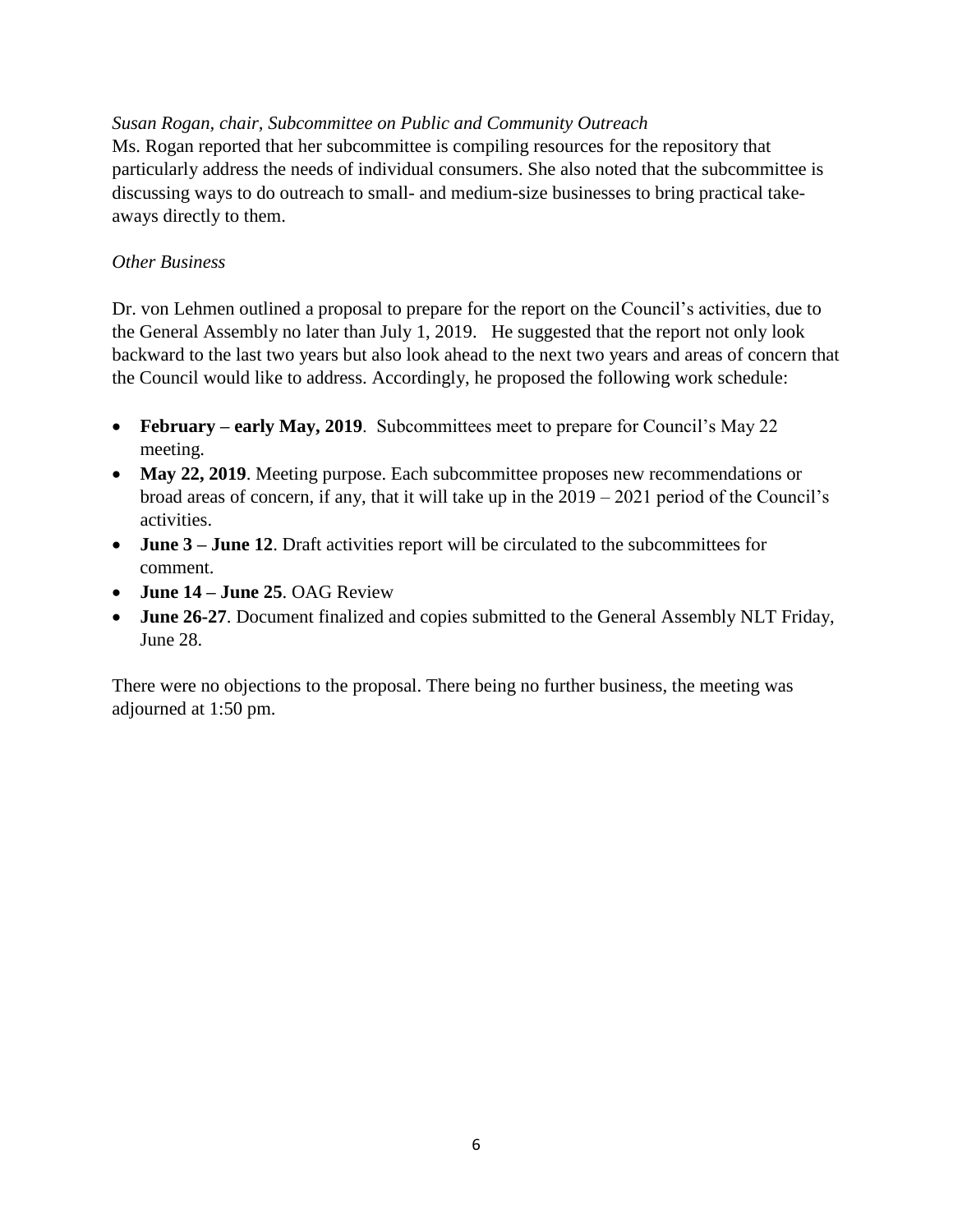*Susan Rogan, chair, Subcommittee on Public and Community Outreach*
Ms. Rogan reported that her subcommittee is compiling resources for the repository that particularly address the needs of individual consumers. She also noted that the subcommittee is discussing ways to do outreach to small- and medium-size businesses to bring practical take-aways directly to them.

*Other Business*

Dr. von Lehmen outlined a proposal to prepare for the report on the Council's activities, due to the General Assembly no later than July 1, 2019. He suggested that the report not only look backward to the last two years but also look ahead to the next two years and areas of concern that the Council would like to address. Accordingly, he proposed the following work schedule:

- **February – early May, 2019**. Subcommittees meet to prepare for Council's May 22 meeting.
- **May 22, 2019**. Meeting purpose. Each subcommittee proposes new recommendations or broad areas of concern, if any, that it will take up in the 2019 – 2021 period of the Council's activities.
- **June 3 – June 12**. Draft activities report will be circulated to the subcommittees for comment.
- **June 14 – June 25**. OAG Review
- **June 26-27**. Document finalized and copies submitted to the General Assembly NLT Friday, June 28.

There were no objections to the proposal. There being no further business, the meeting was adjourned at 1:50 pm.